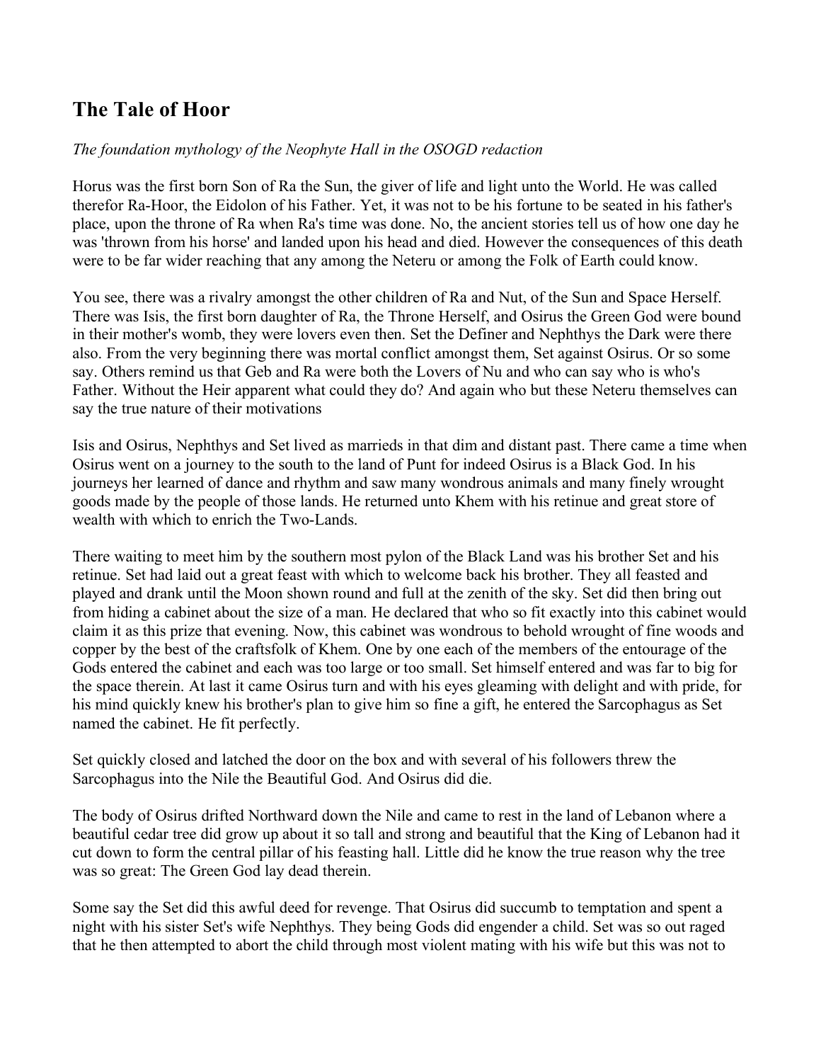## The Tale of Hoor

*The foundation mythology of the Neophyte Hall in the OSOGD redaction*

Horus was the first born Son of Ra the Sun, the giver of life and light unto the World. He was called therefor Ra-Hoor, the Eidolon of his Father. Yet, it was not to be his fortune to be seated in his father's place, upon the throne of Ra when Ra's time was done. No, the ancient stories tell us of how one day he was 'thrown from his horse' and landed upon his head and died. However the consequences of this death were to be far wider reaching that any among the Neteru or among the Folk of Earth could know.

You see, there was a rivalry amongst the other children of Ra and Nut, of the Sun and Space Herself. There was Isis, the first born daughter of Ra, the Throne Herself, and Osirus the Green God were bound in their mother's womb, they were lovers even then. Set the Definer and Nephthys the Dark were there also. From the very beginning there was mortal conflict amongst them, Set against Osirus. Or so some say. Others remind us that Geb and Ra were both the Lovers of Nu and who can say who is who's Father. Without the Heir apparent what could they do? And again who but these Neteru themselves can say the true nature of their motivations

Isis and Osirus, Nephthys and Set lived as marrieds in that dim and distant past. There came a time when Osirus went on a journey to the south to the land of Punt for indeed Osirus is a Black God. In his journeys her learned of dance and rhythm and saw many wondrous animals and many finely wrought goods made by the people of those lands. He returned unto Khem with his retinue and great store of wealth with which to enrich the Two-Lands.

There waiting to meet him by the southern most pylon of the Black Land was his brother Set and his retinue. Set had laid out a great feast with which to welcome back his brother. They all feasted and played and drank until the Moon shown round and full at the zenith of the sky. Set did then bring out from hiding a cabinet about the size of a man. He declared that who so fit exactly into this cabinet would claim it as this prize that evening. Now, this cabinet was wondrous to behold wrought of fine woods and copper by the best of the craftsfolk of Khem. One by one each of the members of the entourage of the Gods entered the cabinet and each was too large or too small. Set himself entered and was far to big for the space therein. At last it came Osirus turn and with his eyes gleaming with delight and with pride, for his mind quickly knew his brother's plan to give him so fine a gift, he entered the Sarcophagus as Set named the cabinet. He fit perfectly.

Set quickly closed and latched the door on the box and with several of his followers threw the Sarcophagus into the Nile the Beautiful God. And Osirus did die.

The body of Osirus drifted Northward down the Nile and came to rest in the land of Lebanon where a beautiful cedar tree did grow up about it so tall and strong and beautiful that the King of Lebanon had it cut down to form the central pillar of his feasting hall. Little did he know the true reason why the tree was so great: The Green God lay dead therein.

Some say the Set did this awful deed for revenge. That Osirus did succumb to temptation and spent a night with his sister Set's wife Nephthys. They being Gods did engender a child. Set was so out raged that he then attempted to abort the child through most violent mating with his wife but this was not to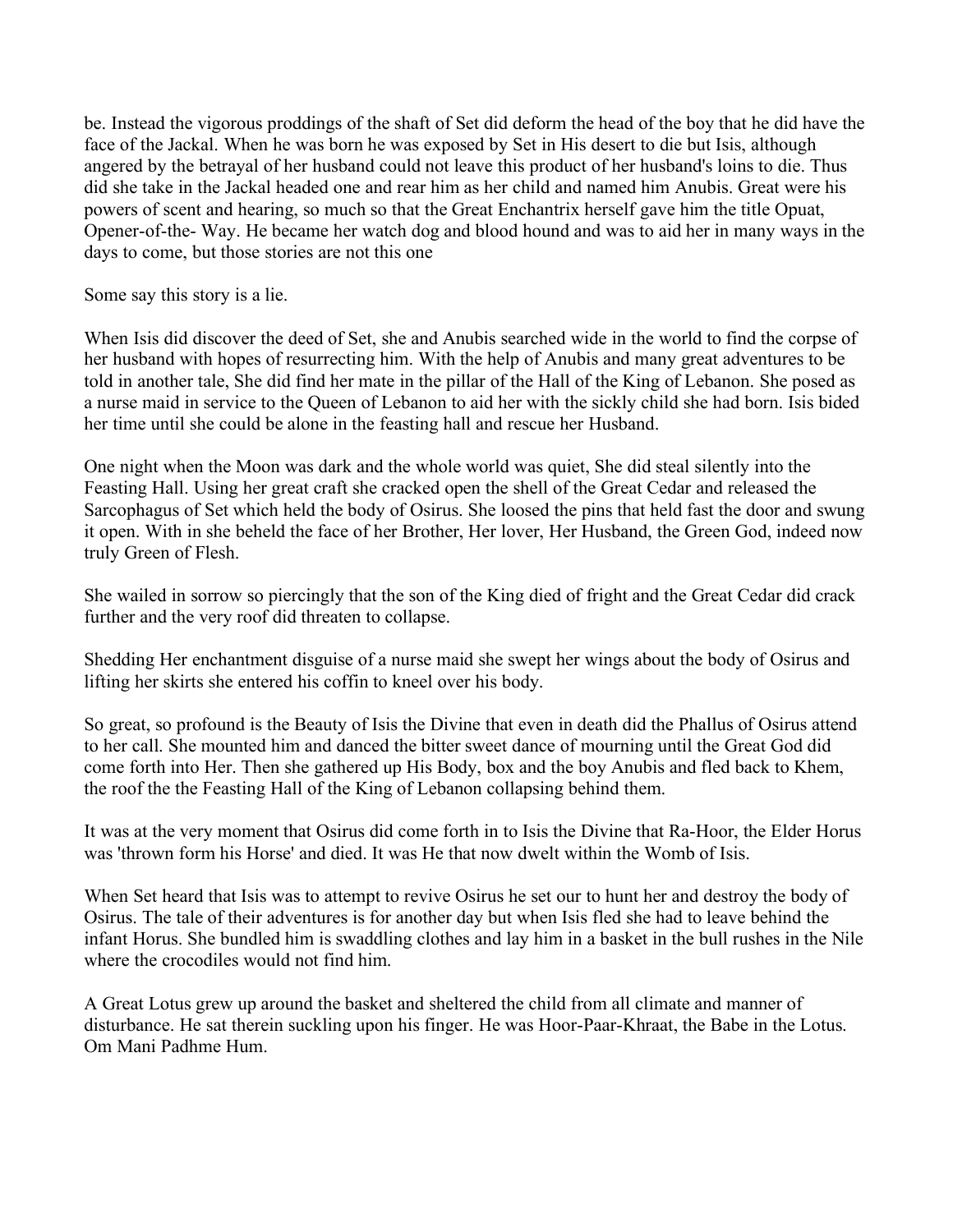be. Instead the vigorous proddings of the shaft of Set did deform the head of the boy that he did have the face of the Jackal. When he was born he was exposed by Set in His desert to die but Isis, although angered by the betrayal of her husband could not leave this product of her husband's loins to die. Thus did she take in the Jackal headed one and rear him as her child and named him Anubis. Great were his powers of scent and hearing, so much so that the Great Enchantrix herself gave him the title Opuat, Opener-of-the- Way. He became her watch dog and blood hound and was to aid her in many ways in the days to come, but those stories are not this one

Some say this story is a lie.

When Isis did discover the deed of Set, she and Anubis searched wide in the world to find the corpse of her husband with hopes of resurrecting him. With the help of Anubis and many great adventures to be told in another tale, She did find her mate in the pillar of the Hall of the King of Lebanon. She posed as a nurse maid in service to the Queen of Lebanon to aid her with the sickly child she had born. Isis bided her time until she could be alone in the feasting hall and rescue her Husband.

One night when the Moon was dark and the whole world was quiet, She did steal silently into the Feasting Hall. Using her great craft she cracked open the shell of the Great Cedar and released the Sarcophagus of Set which held the body of Osirus. She loosed the pins that held fast the door and swung it open. With in she beheld the face of her Brother, Her lover, Her Husband, the Green God, indeed now truly Green of Flesh.

She wailed in sorrow so piercingly that the son of the King died of fright and the Great Cedar did crack further and the very roof did threaten to collapse.

Shedding Her enchantment disguise of a nurse maid she swept her wings about the body of Osirus and lifting her skirts she entered his coffin to kneel over his body.

So great, so profound is the Beauty of Isis the Divine that even in death did the Phallus of Osirus attend to her call. She mounted him and danced the bitter sweet dance of mourning until the Great God did come forth into Her. Then she gathered up His Body, box and the boy Anubis and fled back to Khem, the roof the the Feasting Hall of the King of Lebanon collapsing behind them.

It was at the very moment that Osirus did come forth in to Isis the Divine that Ra-Hoor, the Elder Horus was 'thrown form his Horse' and died. It was He that now dwelt within the Womb of Isis.

When Set heard that Isis was to attempt to revive Osirus he set our to hunt her and destroy the body of Osirus. The tale of their adventures is for another day but when Isis fled she had to leave behind the infant Horus. She bundled him is swaddling clothes and lay him in a basket in the bull rushes in the Nile where the crocodiles would not find him.

A Great Lotus grew up around the basket and sheltered the child from all climate and manner of disturbance. He sat therein suckling upon his finger. He was Hoor-Paar-Khraat, the Babe in the Lotus. Om Mani Padhme Hum.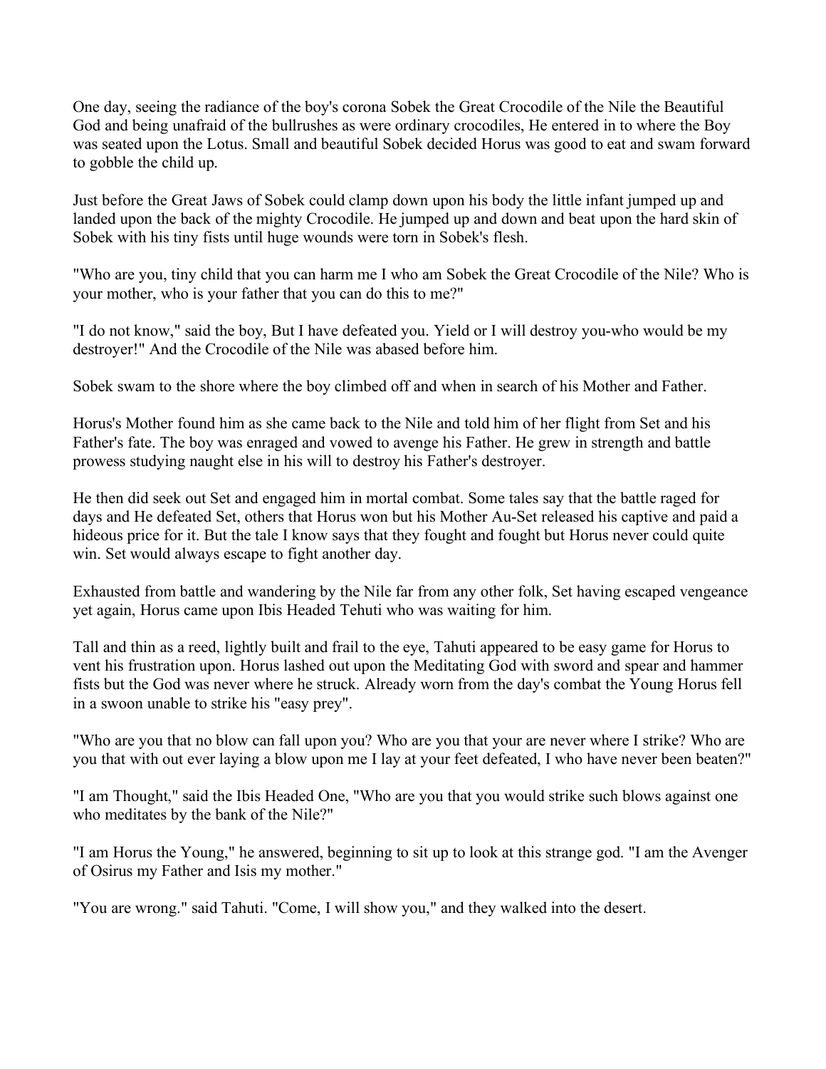One day, seeing the radiance of the boy's corona Sobek the Great Crocodile of the Nile the Beautiful God and being unafraid of the bullrushes as were ordinary crocodiles, He entered in to where the Boy was seated upon the Lotus. Small and beautiful Sobek decided Horus was good to eat and swam forward to gobble the child up.

Just before the Great Jaws of Sobek could clamp down upon his body the little infant jumped up and landed upon the back of the mighty Crocodile. He jumped up and down and beat upon the hard skin of Sobek with his tiny fists until huge wounds were torn in Sobek's flesh.

"Who are you, tiny child that you can harm me I who am Sobek the Great Crocodile of the Nile? Who is your mother, who is your father that you can do this to me?"

"I do not know," said the boy, But I have defeated you. Yield or I will destroy you-who would be my destroyer!" And the Crocodile of the Nile was abased before him.

Sobek swam to the shore where the boy climbed off and when in search of his Mother and Father.

Horus's Mother found him as she came back to the Nile and told him of her flight from Set and his Father's fate. The boy was enraged and vowed to avenge his Father. He grew in strength and battle prowess studying naught else in his will to destroy his Father's destroyer.

He then did seek out Set and engaged him in mortal combat. Some tales say that the battle raged for days and He defeated Set, others that Horus won but his Mother Au-Set released his captive and paid a hideous price for it. But the tale I know says that they fought and fought but Horus never could quite win. Set would always escape to fight another day.

Exhausted from battle and wandering by the Nile far from any other folk, Set having escaped vengeance yet again, Horus came upon Ibis Headed Tehuti who was waiting for him.

Tall and thin as a reed, lightly built and frail to the eye, Tahuti appeared to be easy game for Horus to vent his frustration upon. Horus lashed out upon the Meditating God with sword and spear and hammer fists but the God was never where he struck. Already worn from the day's combat the Young Horus fell in a swoon unable to strike his "easy prey".

"Who are you that no blow can fall upon you? Who are you that your are never where I strike? Who are you that with out ever laying a blow upon me I lay at your feet defeated, I who have never been beaten?"

"I am Thought," said the Ibis Headed One, "Who are you that you would strike such blows against one who meditates by the bank of the Nile?"

"I am Horus the Young," he answered, beginning to sit up to look at this strange god. "I am the Avenger of Osirus my Father and Isis my mother."

"You are wrong." said Tahuti. "Come, I will show you," and they walked into the desert.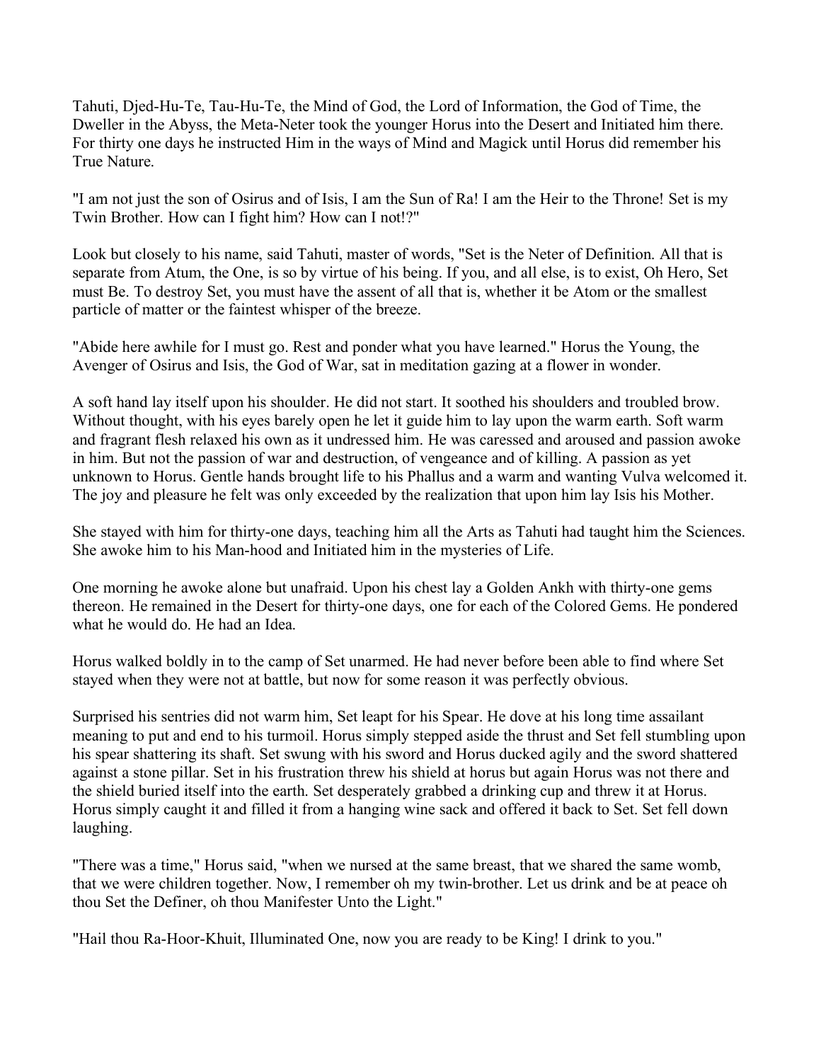Tahuti, Djed-Hu-Te, Tau-Hu-Te, the Mind of God, the Lord of Information, the God of Time, the Dweller in the Abyss, the Meta-Neter took the younger Horus into the Desert and Initiated him there. For thirty one days he instructed Him in the ways of Mind and Magick until Horus did remember his True Nature.

"I am not just the son of Osirus and of Isis, I am the Sun of Ra! I am the Heir to the Throne! Set is my Twin Brother. How can I fight him? How can I not!?"

Look but closely to his name, said Tahuti, master of words, "Set is the Neter of Definition. All that is separate from Atum, the One, is so by virtue of his being. If you, and all else, is to exist, Oh Hero, Set must Be. To destroy Set, you must have the assent of all that is, whether it be Atom or the smallest particle of matter or the faintest whisper of the breeze.

"Abide here awhile for I must go. Rest and ponder what you have learned." Horus the Young, the Avenger of Osirus and Isis, the God of War, sat in meditation gazing at a flower in wonder.

A soft hand lay itself upon his shoulder. He did not start. It soothed his shoulders and troubled brow. Without thought, with his eyes barely open he let it guide him to lay upon the warm earth. Soft warm and fragrant flesh relaxed his own as it undressed him. He was caressed and aroused and passion awoke in him. But not the passion of war and destruction, of vengeance and of killing. A passion as yet unknown to Horus. Gentle hands brought life to his Phallus and a warm and wanting Vulva welcomed it. The joy and pleasure he felt was only exceeded by the realization that upon him lay Isis his Mother.

She stayed with him for thirty-one days, teaching him all the Arts as Tahuti had taught him the Sciences. She awoke him to his Man-hood and Initiated him in the mysteries of Life.

One morning he awoke alone but unafraid. Upon his chest lay a Golden Ankh with thirty-one gems thereon. He remained in the Desert for thirty-one days, one for each of the Colored Gems. He pondered what he would do. He had an Idea.

Horus walked boldly in to the camp of Set unarmed. He had never before been able to find where Set stayed when they were not at battle, but now for some reason it was perfectly obvious.

Surprised his sentries did not warm him, Set leapt for his Spear. He dove at his long time assailant meaning to put and end to his turmoil. Horus simply stepped aside the thrust and Set fell stumbling upon his spear shattering its shaft. Set swung with his sword and Horus ducked agily and the sword shattered against a stone pillar. Set in his frustration threw his shield at horus but again Horus was not there and the shield buried itself into the earth. Set desperately grabbed a drinking cup and threw it at Horus. Horus simply caught it and filled it from a hanging wine sack and offered it back to Set. Set fell down laughing.

"There was a time," Horus said, "when we nursed at the same breast, that we shared the same womb, that we were children together. Now, I remember oh my twin-brother. Let us drink and be at peace oh thou Set the Definer, oh thou Manifester Unto the Light."

"Hail thou Ra-Hoor-Khuit, Illuminated One, now you are ready to be King! I drink to you."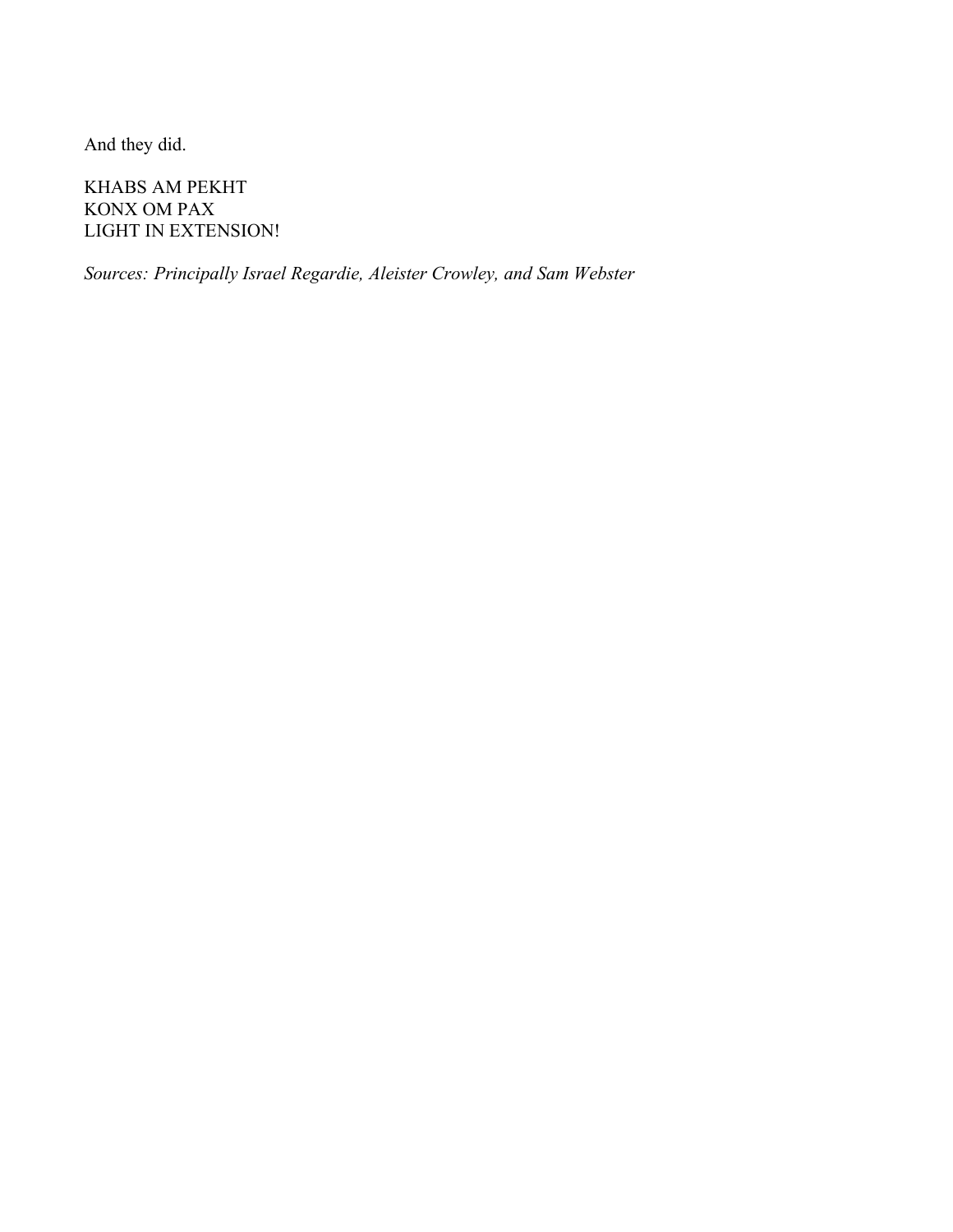And they did.

KHABS AM PEKHT
KONX OM PAX
LIGHT IN EXTENSION!

*Sources: Principally Israel Regardie, Aleister Crowley, and Sam Webster*